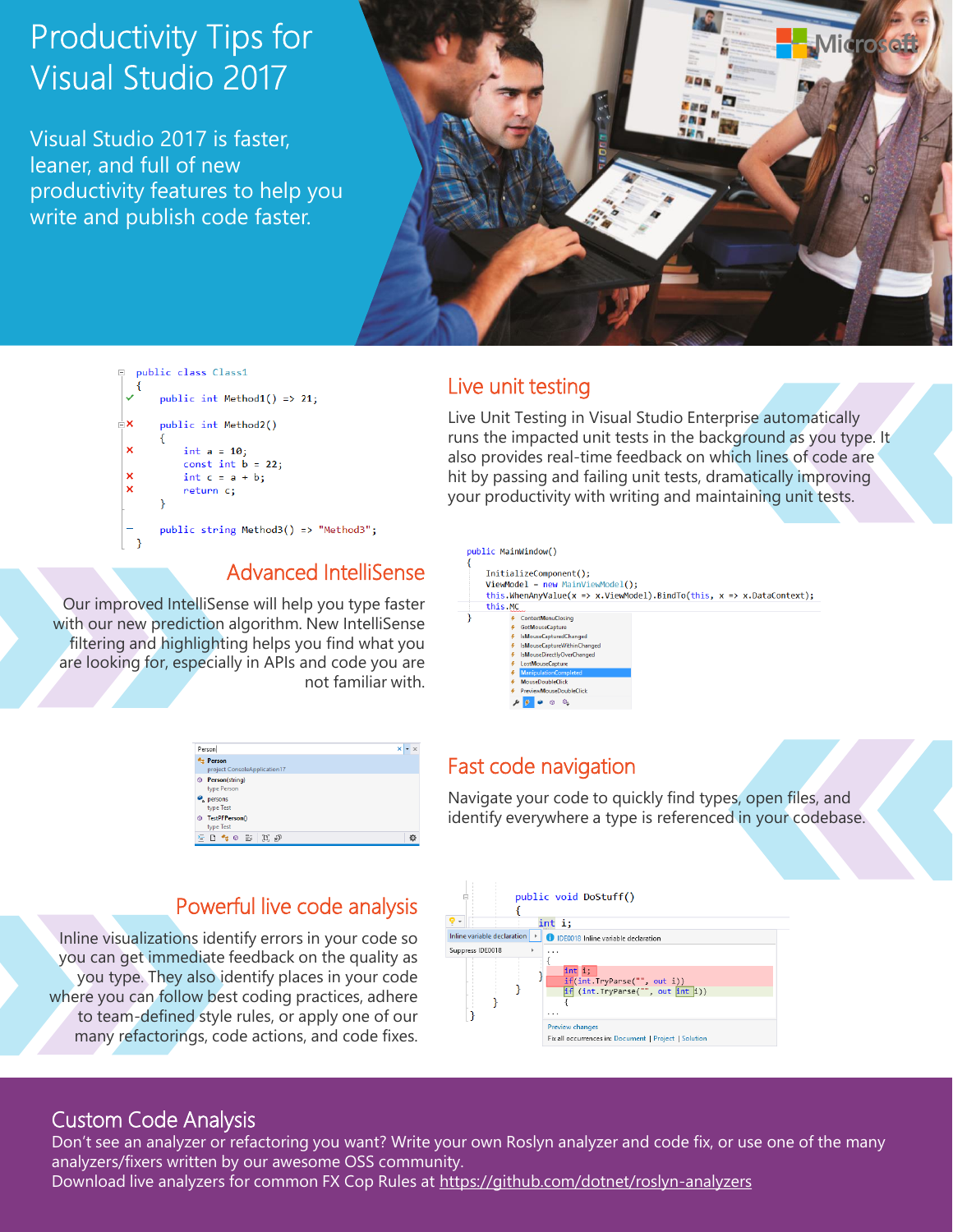# Productivity Tips for Visual Studio 2017

Visual Studio 2017 is faster, leaner, and full of new productivity features to help you write and publish code faster.

## Live unit testing

Live Unit Testing in Visual Studio Enterprise automatically runs the impacted unit tests in the background as you type. It also provides real-time feedback on which lines of code are hit by passing and failing unit tests, dramatically improving your productivity with writing and maintaining unit tests.

```
public class Class1
{
    public int Method1() => 21;

    public int Method2()
    {
        int a = 10;
        const int b = 22;
        int c = a + b;
        return c;
    }

    public string Method3() => "Method3";
}
```

## Advanced IntelliSense

Our improved IntelliSense will help you type faster with our new prediction algorithm. New IntelliSense filtering and highlighting helps you find what you are looking for, especially in APIs and code you are not familiar with.

```
public MainWindow()
{
    InitializeComponent();
    ViewModel = new MainViewModel();
    this.WhenAnyValue(x => x.ViewModel).BindTo(this, x => x.DataContext);
    this.MC
}
```

## Fast code navigation

Navigate your code to quickly find types, open files, and identify everywhere a type is referenced in your codebase.

## Powerful live code analysis

Inline visualizations identify errors in your code so you can get immediate feedback on the quality as you type. They also identify places in your code where you can follow best coding practices, adhere to team-defined style rules, or apply one of our many refactorings, code actions, and code fixes.

```
public void DoStuff()
{
    int i;
    if(int.TryParse("", out i))
```

## Custom Code Analysis

Don't see an analyzer or refactoring you want? Write your own Roslyn analyzer and code fix, or use one of the many analyzers/fixers written by our awesome OSS community.
Download live analyzers for common FX Cop Rules at https://github.com/dotnet/roslyn-analyzers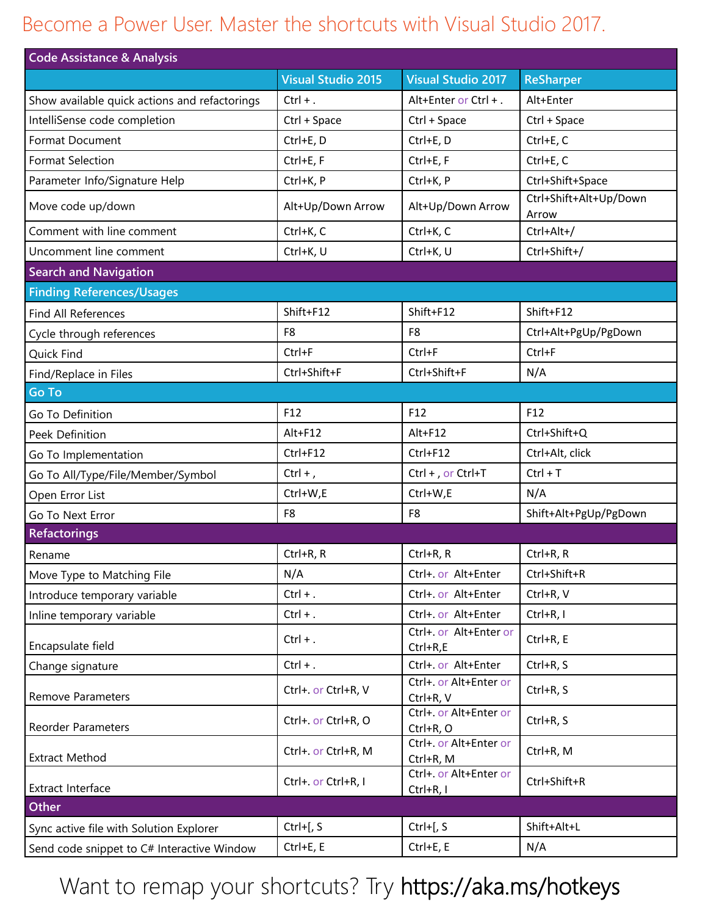# Become a Power User. Master the shortcuts with Visual Studio 2017.

| Code Assistance & Analysis | | | |
|---|---|---|---|
| | Visual Studio 2015 | Visual Studio 2017 | ReSharper |
| Show available quick actions and refactorings | Ctrl + . | Alt+Enter or Ctrl + . | Alt+Enter |
| IntelliSense code completion | Ctrl + Space | Ctrl + Space | Ctrl + Space |
| Format Document | Ctrl+E, D | Ctrl+E, D | Ctrl+E, C |
| Format Selection | Ctrl+E, F | Ctrl+E, F | Ctrl+E, C |
| Parameter Info/Signature Help | Ctrl+K, P | Ctrl+K, P | Ctrl+Shift+Space |
| Move code up/down | Alt+Up/Down Arrow | Alt+Up/Down Arrow | Ctrl+Shift+Alt+Up/Down Arrow |
| Comment with line comment | Ctrl+K, C | Ctrl+K, C | Ctrl+Alt+/ |
| Uncomment line comment | Ctrl+K, U | Ctrl+K, U | Ctrl+Shift+/ |
| **Search and Navigation** | | | |
| **Finding References/Usages** | | | |
| Find All References | Shift+F12 | Shift+F12 | Shift+F12 |
| Cycle through references | F8 | F8 | Ctrl+Alt+PgUp/PgDown |
| Quick Find | Ctrl+F | Ctrl+F | Ctrl+F |
| Find/Replace in Files | Ctrl+Shift+F | Ctrl+Shift+F | N/A |
| **Go To** | | | |
| Go To Definition | F12 | F12 | F12 |
| Peek Definition | Alt+F12 | Alt+F12 | Ctrl+Shift+Q |
| Go To Implementation | Ctrl+F12 | Ctrl+F12 | Ctrl+Alt, click |
| Go To All/Type/File/Member/Symbol | Ctrl + , | Ctrl + , or Ctrl+T | Ctrl + T |
| Open Error List | Ctrl+W,E | Ctrl+W,E | N/A |
| Go To Next Error | F8 | F8 | Shift+Alt+PgUp/PgDown |
| **Refactorings** | | | |
| Rename | Ctrl+R, R | Ctrl+R, R | Ctrl+R, R |
| Move Type to Matching File | N/A | Ctrl+. or Alt+Enter | Ctrl+Shift+R |
| Introduce temporary variable | Ctrl + . | Ctrl+. or Alt+Enter | Ctrl+R, V |
| Inline temporary variable | Ctrl + . | Ctrl+. or Alt+Enter | Ctrl+R, I |
| Encapsulate field | Ctrl + . | Ctrl+. or Alt+Enter or Ctrl+R,E | Ctrl+R, E |
| Change signature | Ctrl + . | Ctrl+. or Alt+Enter | Ctrl+R, S |
| Remove Parameters | Ctrl+. or Ctrl+R, V | Ctrl+. or Alt+Enter or Ctrl+R, V | Ctrl+R, S |
| Reorder Parameters | Ctrl+. or Ctrl+R, O | Ctrl+. or Alt+Enter or Ctrl+R, O | Ctrl+R, S |
| Extract Method | Ctrl+. or Ctrl+R, M | Ctrl+. or Alt+Enter or Ctrl+R, M | Ctrl+R, M |
| Extract Interface | Ctrl+. or Ctrl+R, I | Ctrl+. or Alt+Enter or Ctrl+R, I | Ctrl+Shift+R |
| **Other** | | | |
| Sync active file with Solution Explorer | Ctrl+[, S | Ctrl+[, S | Shift+Alt+L |
| Send code snippet to C# Interactive Window | Ctrl+E, E | Ctrl+E, E | N/A |

Want to remap your shortcuts? Try **https://aka.ms/hotkeys**